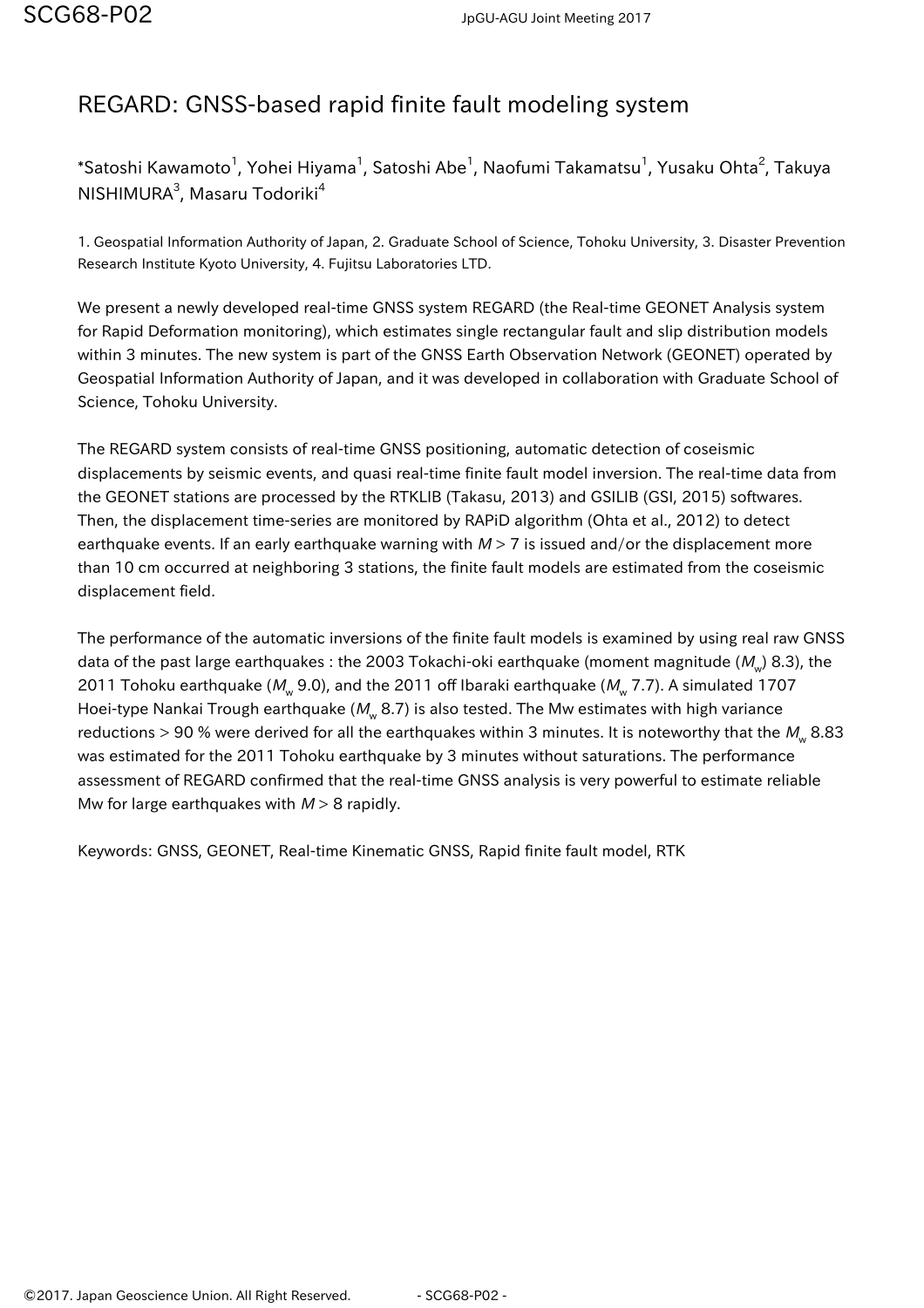# REGARD: GNSS-based rapid finite fault modeling system

*Satoshi Kawamoto[1], Yohei Hiyama[1], Satoshi Abe[1], Naofumi Takamatsu[1], Yusaku Ohta[2], Takuya NISHIMURA[3], Masaru Todoriki[4]

1. Geospatial Information Authority of Japan, 2. Graduate School of Science, Tohoku University, 3. Disaster Prevention Research Institute Kyoto University, 4. Fujitsu Laboratories LTD.

We present a newly developed real-time GNSS system REGARD (the Real-time GEONET Analysis system for Rapid Deformation monitoring), which estimates single rectangular fault and slip distribution models within 3 minutes. The new system is part of the GNSS Earth Observation Network (GEONET) operated by Geospatial Information Authority of Japan, and it was developed in collaboration with Graduate School of Science, Tohoku University.

The REGARD system consists of real-time GNSS positioning, automatic detection of coseismic displacements by seismic events, and quasi real-time finite fault model inversion. The real-time data from the GEONET stations are processed by the RTKLIB (Takasu, 2013) and GSILIB (GSI, 2015) softwares. Then, the displacement time-series are monitored by RAPiD algorithm (Ohta et al., 2012) to detect earthquake events. If an early earthquake warning with $M > 7$ is issued and/or the displacement more than 10 cm occurred at neighboring 3 stations, the finite fault models are estimated from the coseismic displacement field.

The performance of the automatic inversions of the finite fault models is examined by using real raw GNSS data of the past large earthquakes : the 2003 Tokachi-oki earthquake (moment magnitude ($M_w$) 8.3), the 2011 Tohoku earthquake ($M_w$ 9.0), and the 2011 off Ibaraki earthquake ($M_w$ 7.7). A simulated 1707 Hoei-type Nankai Trough earthquake ($M_w$ 8.7) is also tested. The Mw estimates with high variance reductions > 90 % were derived for all the earthquakes within 3 minutes. It is noteworthy that the $M_w$ 8.83 was estimated for the 2011 Tohoku earthquake by 3 minutes without saturations. The performance assessment of REGARD confirmed that the real-time GNSS analysis is very powerful to estimate reliable Mw for large earthquakes with $M > 8$ rapidly.

Keywords: GNSS, GEONET, Real-time Kinematic GNSS, Rapid finite fault model, RTK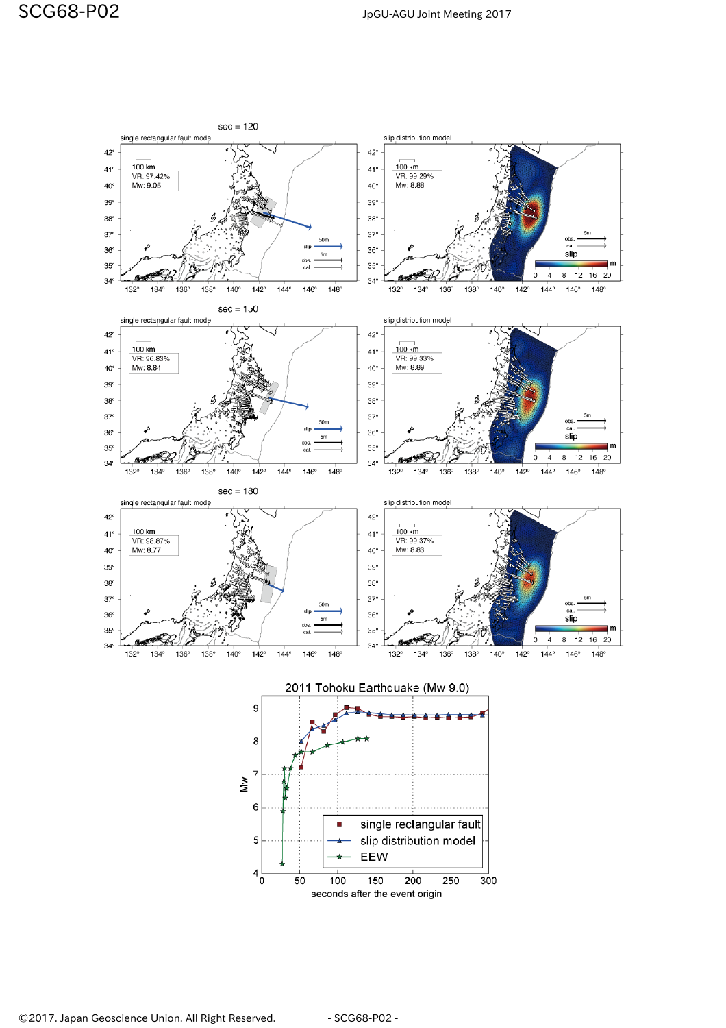sec = 120

single rectangular fault model

100 km
VR: 97.42%
Mw: 9.05

50m
slip
5m
obs.
cal.

slip distribution model

100 km
VR: 99.29%
Mw: 8.88

5m
obs.
cal.
slip
m
0 4 8 12 16 20

sec = 150

single rectangular fault model

100 km
VR: 96.83%
Mw: 8.84

slip distribution model

100 km
VR: 99.33%
Mw: 8.89

sec = 180

single rectangular fault model

100 km
VR: 98.87%
Mw: 8.77

slip distribution model

100 km
VR: 99.37%
Mw: 8.83

2011 Tohoku Earthquake (Mw 9.0)

single rectangular fault
slip distribution model
EEW

Mw

seconds after the event origin